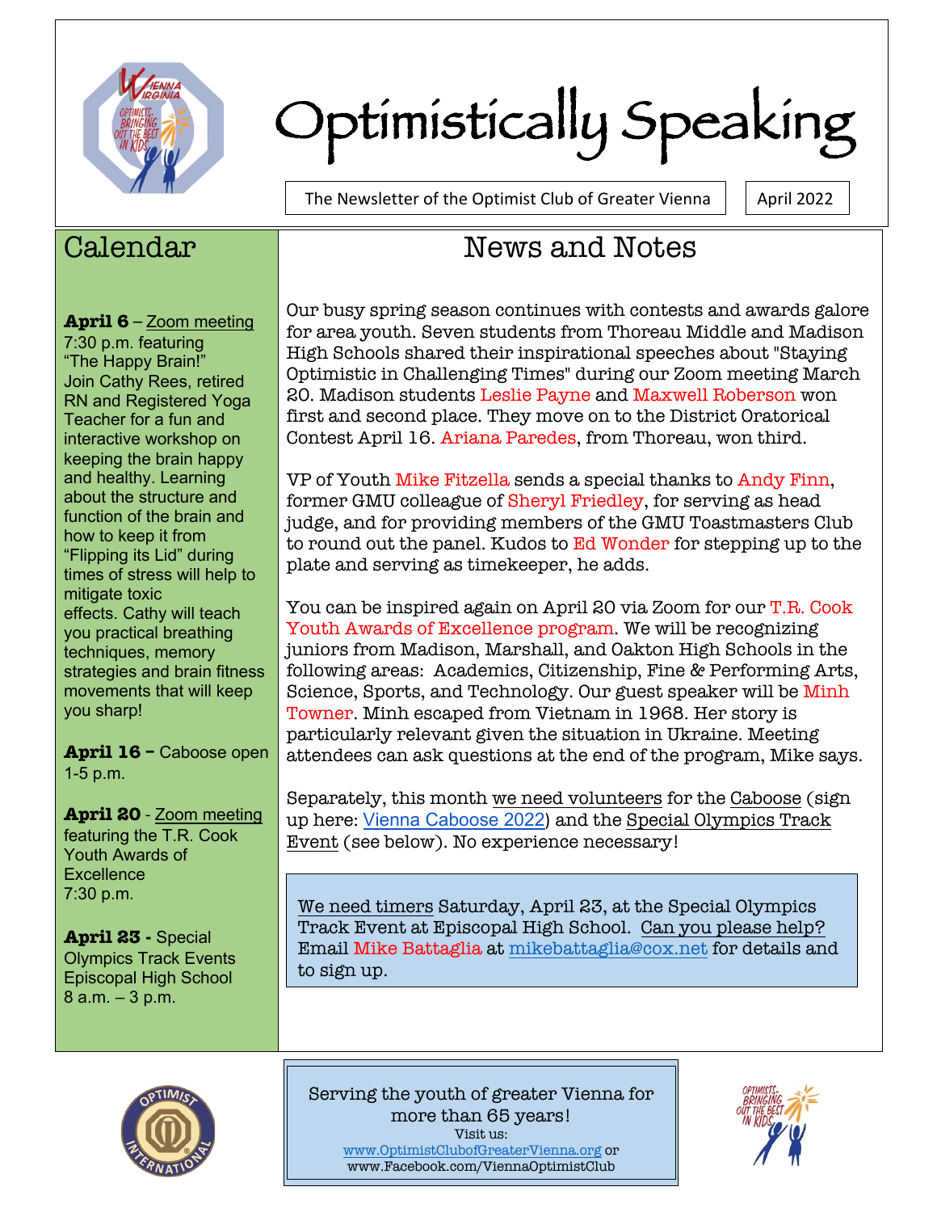# Optimistically Speaking

The Newsletter of the Optimist Club of Greater Vienna

April 2022

## Calendar

**April 6** – Zoom meeting 7:30 p.m. featuring "The Happy Brain!" Join Cathy Rees, retired RN and Registered Yoga Teacher for a fun and interactive workshop on keeping the brain happy and healthy. Learning about the structure and function of the brain and how to keep it from "Flipping its Lid" during times of stress will help to mitigate toxic effects. Cathy will teach you practical breathing techniques, memory strategies and brain fitness movements that will keep you sharp!

**April 16 –** Caboose open 1-5 p.m.

**April 20** - Zoom meeting featuring the T.R. Cook Youth Awards of Excellence 7:30 p.m.

**April 23 -** Special Olympics Track Events Episcopal High School 8 a.m. – 3 p.m.

## News and Notes

Our busy spring season continues with contests and awards galore for area youth. Seven students from Thoreau Middle and Madison High Schools shared their inspirational speeches about "Staying Optimistic in Challenging Times" during our Zoom meeting March 20. Madison students Leslie Payne and Maxwell Roberson won first and second place. They move on to the District Oratorical Contest April 16. Ariana Paredes, from Thoreau, won third.

VP of Youth Mike Fitzella sends a special thanks to Andy Finn, former GMU colleague of Sheryl Friedley, for serving as head judge, and for providing members of the GMU Toastmasters Club to round out the panel. Kudos to Ed Wonder for stepping up to the plate and serving as timekeeper, he adds.

You can be inspired again on April 20 via Zoom for our T.R. Cook Youth Awards of Excellence program. We will be recognizing juniors from Madison, Marshall, and Oakton High Schools in the following areas: Academics, Citizenship, Fine & Performing Arts, Science, Sports, and Technology. Our guest speaker will be Minh Towner. Minh escaped from Vietnam in 1968. Her story is particularly relevant given the situation in Ukraine. Meeting attendees can ask questions at the end of the program, Mike says.

Separately, this month we need volunteers for the Caboose (sign up here: Vienna Caboose 2022) and the Special Olympics Track Event (see below). No experience necessary!

We need timers Saturday, April 23, at the Special Olympics Track Event at Episcopal High School. Can you please help? Email Mike Battaglia at mikebattaglia@cox.net for details and to sign up.

Serving the youth of greater Vienna for more than 65 years!
Visit us:
www.OptimistClubofGreaterVienna.org or
www.Facebook.com/ViennaOptimistClub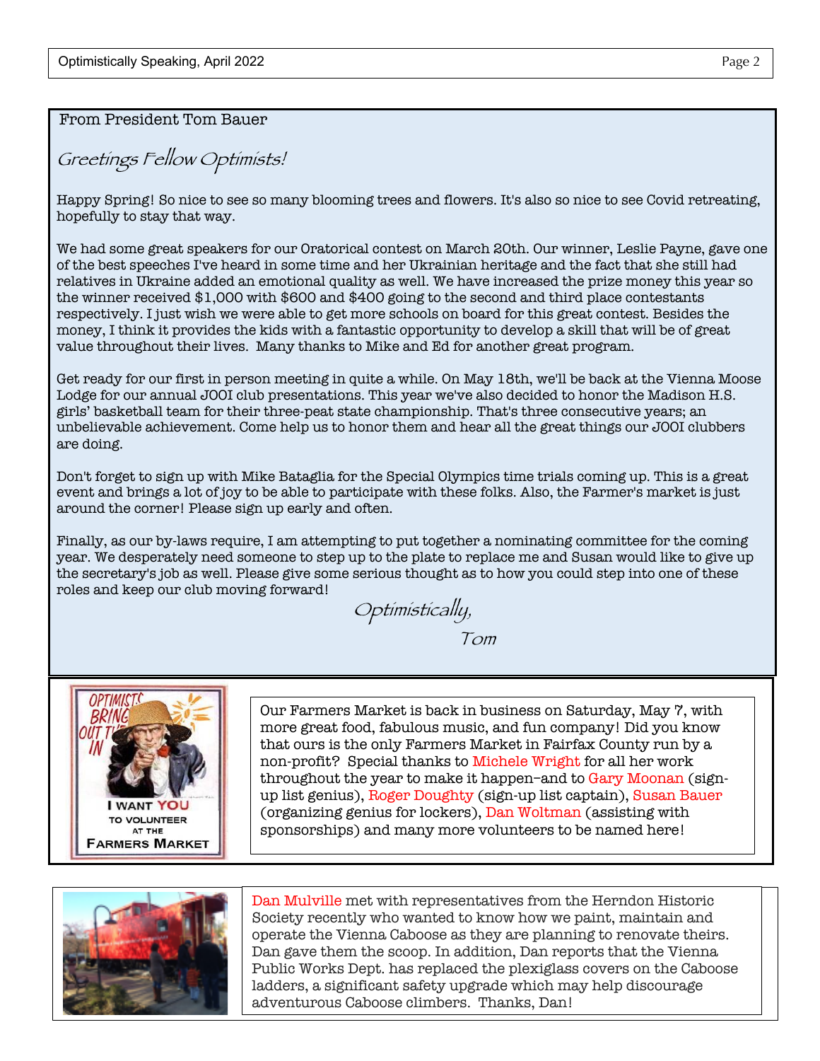From President Tom Bauer

*Greetings Fellow Optimists!*

Happy Spring! So nice to see so many blooming trees and flowers. It's also so nice to see Covid retreating, hopefully to stay that way.

We had some great speakers for our Oratorical contest on March 20th. Our winner, Leslie Payne, gave one of the best speeches I've heard in some time and her Ukrainian heritage and the fact that she still had relatives in Ukraine added an emotional quality as well. We have increased the prize money this year so the winner received $1,000 with $600 and $400 going to the second and third place contestants respectively. I just wish we were able to get more schools on board for this great contest. Besides the money, I think it provides the kids with a fantastic opportunity to develop a skill that will be of great value throughout their lives. Many thanks to Mike and Ed for another great program.

Get ready for our first in person meeting in quite a while. On May 18th, we'll be back at the Vienna Moose Lodge for our annual JOOI club presentations. This year we've also decided to honor the Madison H.S. girls' basketball team for their three-peat state championship. That's three consecutive years; an unbelievable achievement. Come help us to honor them and hear all the great things our JOOI clubbers are doing.

Don't forget to sign up with Mike Bataglia for the Special Olympics time trials coming up. This is a great event and brings a lot of joy to be able to participate with these folks. Also, the Farmer's market is just around the corner! Please sign up early and often.

Finally, as our by-laws require, I am attempting to put together a nominating committee for the coming year. We desperately need someone to step up to the plate to replace me and Susan would like to give up the secretary's job as well. Please give some serious thought as to how you could step into one of these roles and keep our club moving forward!

*Optimistically,*

*Tom*

OPTIMISTS BRING OUT THE IN

I WANT YOU TO VOLUNTEER AT THE FARMERS MARKET

Our Farmers Market is back in business on Saturday, May 7, with more great food, fabulous music, and fun company! Did you know that ours is the only Farmers Market in Fairfax County run by a non-profit? Special thanks to Michele Wright for all her work throughout the year to make it happen–and to Gary Moonan (sign-up list genius), Roger Doughty (sign-up list captain), Susan Bauer (organizing genius for lockers), Dan Woltman (assisting with sponsorships) and many more volunteers to be named here!

Dan Mulville met with representatives from the Herndon Historic Society recently who wanted to know how we paint, maintain and operate the Vienna Caboose as they are planning to renovate theirs. Dan gave them the scoop. In addition, Dan reports that the Vienna Public Works Dept. has replaced the plexiglass covers on the Caboose ladders, a significant safety upgrade which may help discourage adventurous Caboose climbers. Thanks, Dan!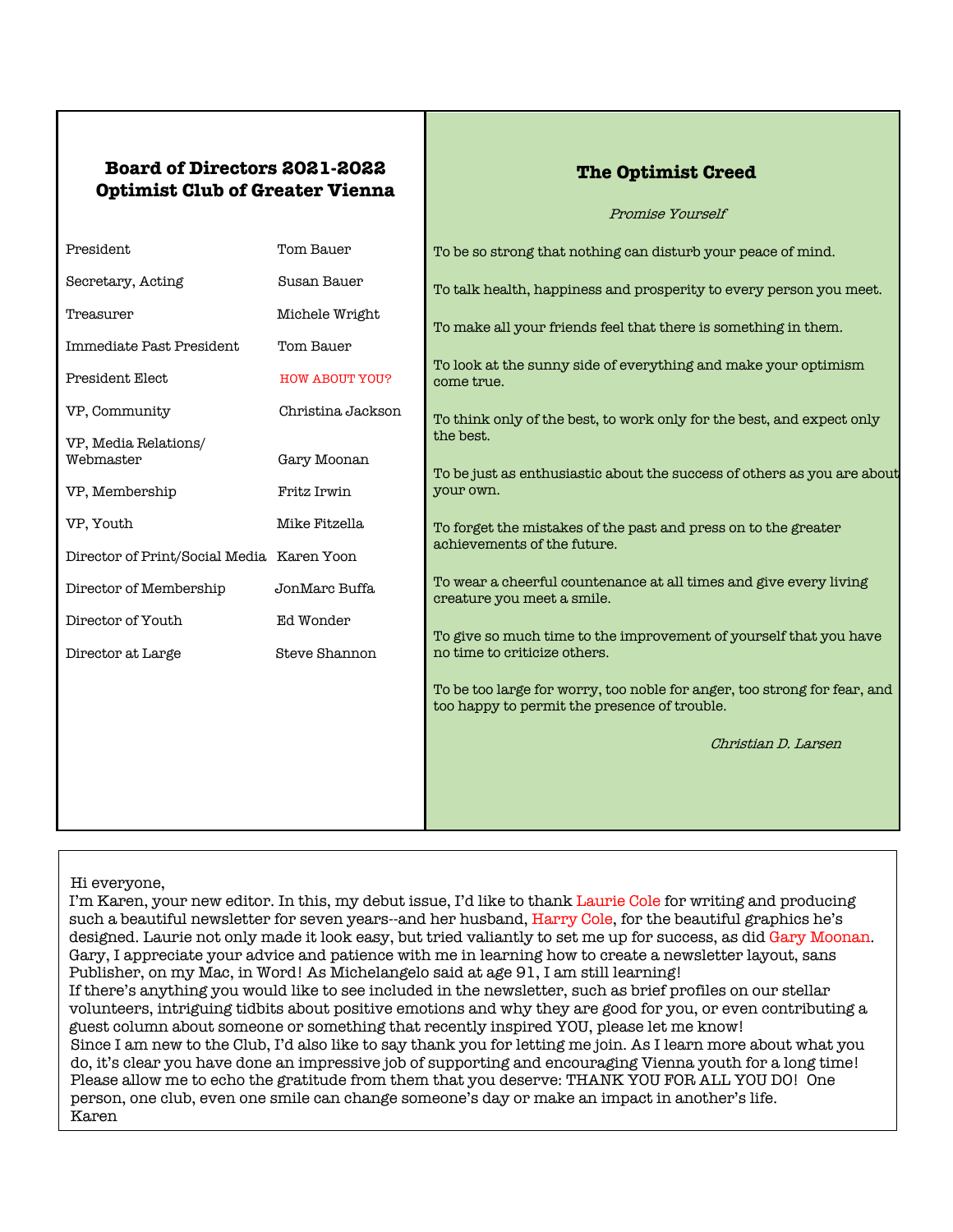## Board of Directors 2021-2022
## Optimist Club of Greater Vienna

| | |
|---|---|
| President | Tom Bauer |
| Secretary, Acting | Susan Bauer |
| Treasurer | Michele Wright |
| Immediate Past President | Tom Bauer |
| President Elect | HOW ABOUT YOU? |
| VP, Community | Christina Jackson |
| VP, Media Relations/ Webmaster | Gary Moonan |
| VP, Membership | Fritz Irwin |
| VP, Youth | Mike Fitzella |
| Director of Print/Social Media | Karen Yoon |
| Director of Membership | JonMarc Buffa |
| Director of Youth | Ed Wonder |
| Director at Large | Steve Shannon |

## The Optimist Creed

*Promise Yourself*

To be so strong that nothing can disturb your peace of mind.

To talk health, happiness and prosperity to every person you meet.

To make all your friends feel that there is something in them.

To look at the sunny side of everything and make your optimism come true.

To think only of the best, to work only for the best, and expect only the best.

To be just as enthusiastic about the success of others as you are about your own.

To forget the mistakes of the past and press on to the greater achievements of the future.

To wear a cheerful countenance at all times and give every living creature you meet a smile.

To give so much time to the improvement of yourself that you have no time to criticize others.

To be too large for worry, too noble for anger, too strong for fear, and too happy to permit the presence of trouble.

*Christian D. Larsen*

Hi everyone,

I'm Karen, your new editor. In this, my debut issue, I'd like to thank Laurie Cole for writing and producing such a beautiful newsletter for seven years--and her husband, Harry Cole, for the beautiful graphics he's designed. Laurie not only made it look easy, but tried valiantly to set me up for success, as did Gary Moonan. Gary, I appreciate your advice and patience with me in learning how to create a newsletter layout, sans Publisher, on my Mac, in Word! As Michelangelo said at age 91, I am still learning!

If there's anything you would like to see included in the newsletter, such as brief profiles on our stellar volunteers, intriguing tidbits about positive emotions and why they are good for you, or even contributing a guest column about someone or something that recently inspired YOU, please let me know!

Since I am new to the Club, I'd also like to say thank you for letting me join. As I learn more about what you do, it's clear you have done an impressive job of supporting and encouraging Vienna youth for a long time! Please allow me to echo the gratitude from them that you deserve: THANK YOU FOR ALL YOU DO! One person, one club, even one smile can change someone's day or make an impact in another's life.

Karen